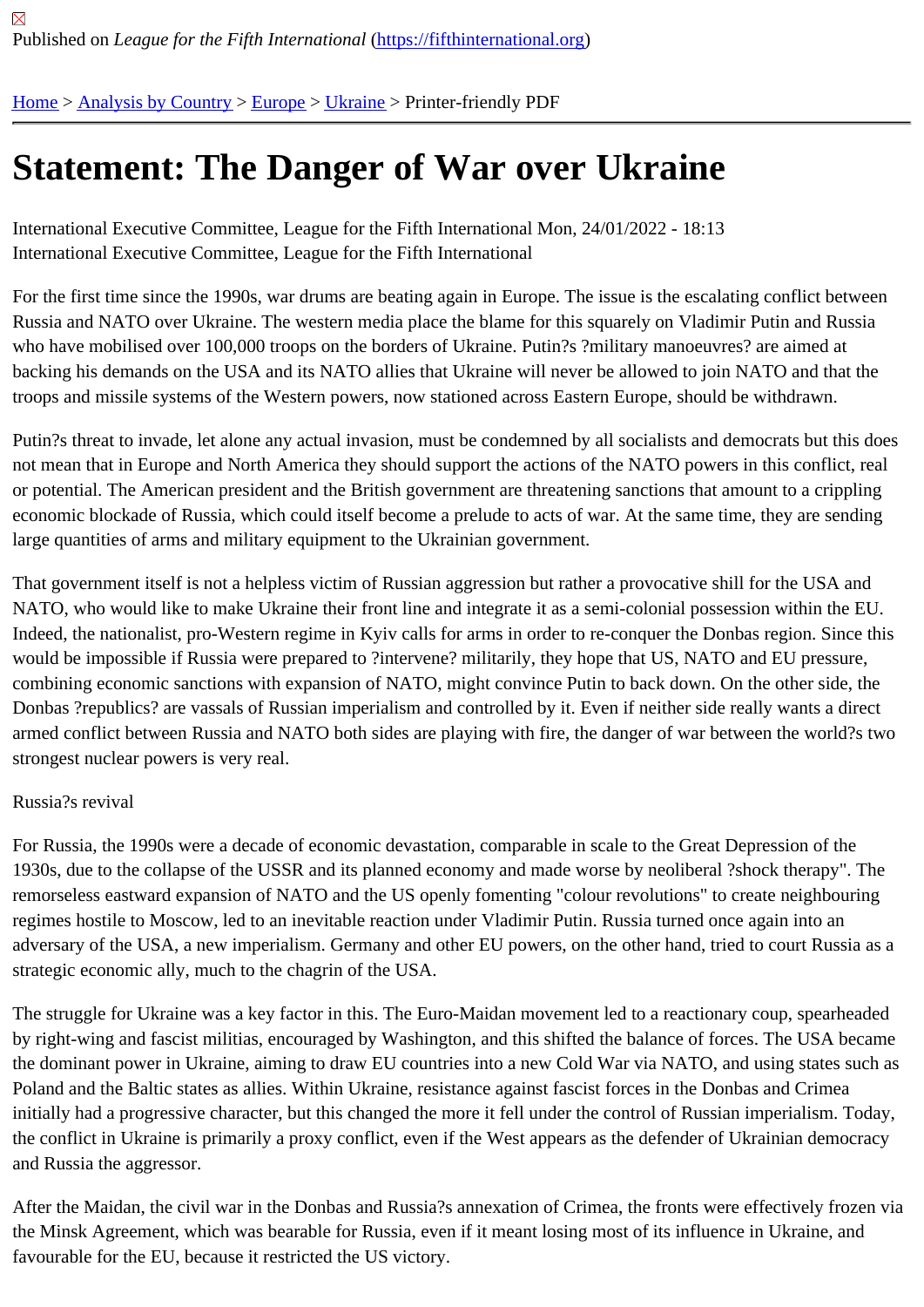Published on *League for the Fifth International* (https://fifthinternational.org)

Home > Analysis by Country > Europe > Ukraine > Printer-friendly PDF

# Statement: The Danger of War over Ukraine

International Executive Committee, League for the Fifth International Mon, 24/01/2022 - 18:13
International Executive Committee, League for the Fifth International

For the first time since the 1990s, war drums are beating again in Europe. The issue is the escalating conflict between Russia and NATO over Ukraine. The western media place the blame for this squarely on Vladimir Putin and Russia who have mobilised over 100,000 troops on the borders of Ukraine. Putin?s ?military manoeuvres? are aimed at backing his demands on the USA and its NATO allies that Ukraine will never be allowed to join NATO and that the troops and missile systems of the Western powers, now stationed across Eastern Europe, should be withdrawn.

Putin?s threat to invade, let alone any actual invasion, must be condemned by all socialists and democrats but this does not mean that in Europe and North America they should support the actions of the NATO powers in this conflict, real or potential. The American president and the British government are threatening sanctions that amount to a crippling economic blockade of Russia, which could itself become a prelude to acts of war. At the same time, they are sending large quantities of arms and military equipment to the Ukrainian government.

That government itself is not a helpless victim of Russian aggression but rather a provocative shill for the USA and NATO, who would like to make Ukraine their front line and integrate it as a semi-colonial possession within the EU. Indeed, the nationalist, pro-Western regime in Kyiv calls for arms in order to re-conquer the Donbas region. Since this would be impossible if Russia were prepared to ?intervene? militarily, they hope that US, NATO and EU pressure, combining economic sanctions with expansion of NATO, might convince Putin to back down. On the other side, the Donbas ?republics? are vassals of Russian imperialism and controlled by it. Even if neither side really wants a direct armed conflict between Russia and NATO both sides are playing with fire, the danger of war between the world?s two strongest nuclear powers is very real.

Russia?s revival

For Russia, the 1990s were a decade of economic devastation, comparable in scale to the Great Depression of the 1930s, due to the collapse of the USSR and its planned economy and made worse by neoliberal ?shock therapy". The remorseless eastward expansion of NATO and the US openly fomenting "colour revolutions" to create neighbouring regimes hostile to Moscow, led to an inevitable reaction under Vladimir Putin. Russia turned once again into an adversary of the USA, a new imperialism. Germany and other EU powers, on the other hand, tried to court Russia as a strategic economic ally, much to the chagrin of the USA.

The struggle for Ukraine was a key factor in this. The Euro-Maidan movement led to a reactionary coup, spearheaded by right-wing and fascist militias, encouraged by Washington, and this shifted the balance of forces. The USA became the dominant power in Ukraine, aiming to draw EU countries into a new Cold War via NATO, and using states such as Poland and the Baltic states as allies. Within Ukraine, resistance against fascist forces in the Donbas and Crimea initially had a progressive character, but this changed the more it fell under the control of Russian imperialism. Today, the conflict in Ukraine is primarily a proxy conflict, even if the West appears as the defender of Ukrainian democracy and Russia the aggressor.

After the Maidan, the civil war in the Donbas and Russia?s annexation of Crimea, the fronts were effectively frozen via the Minsk Agreement, which was bearable for Russia, even if it meant losing most of its influence in Ukraine, and favourable for the EU, because it restricted the US victory.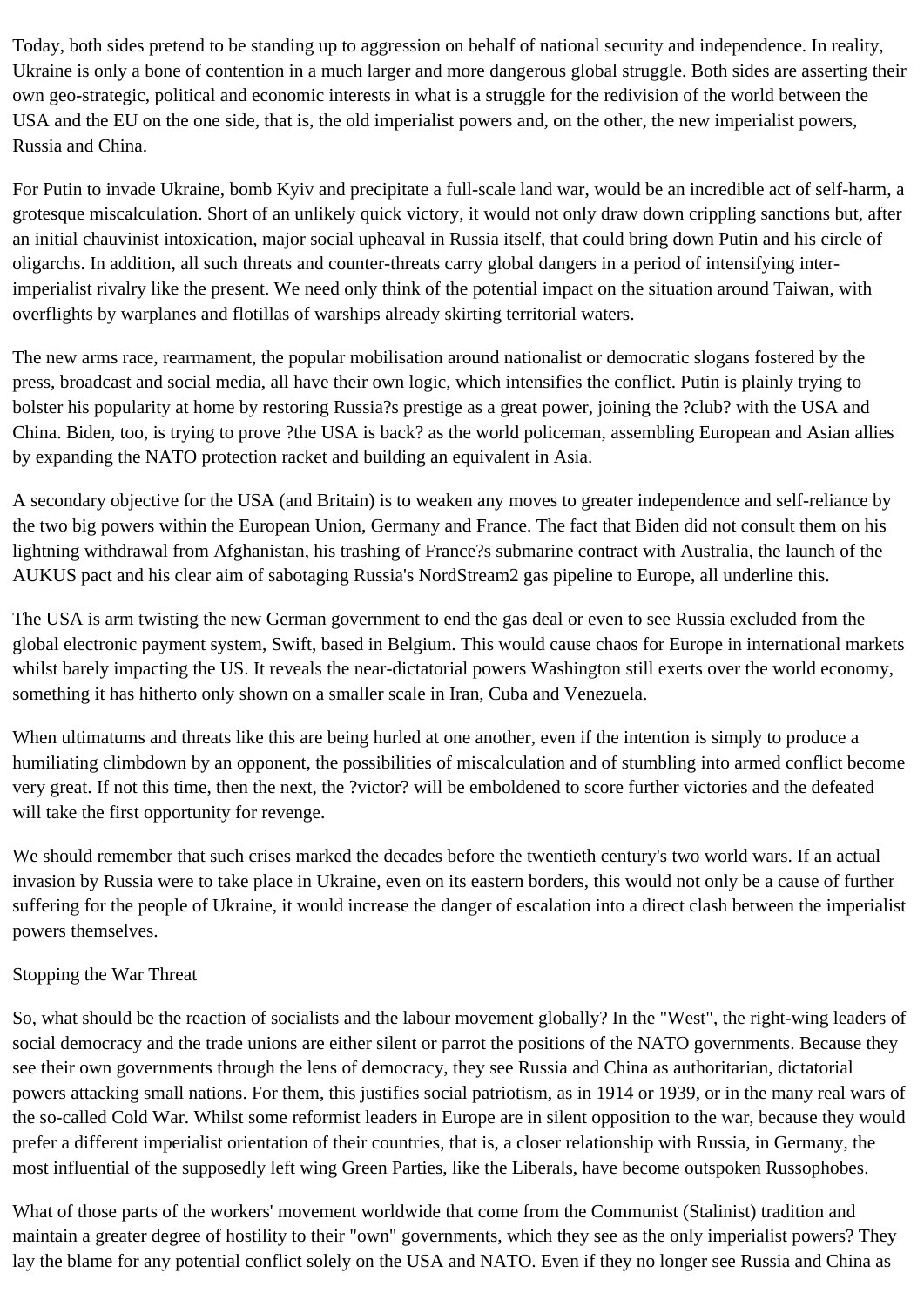Today, both sides pretend to be standing up to aggression on behalf of national security and independence. In reality, Ukraine is only a bone of contention in a much larger and more dangerous global struggle. Both sides are asserting their own geo-strategic, political and economic interests in what is a struggle for the redivision of the world between the USA and the EU on the one side, that is, the old imperialist powers and, on the other, the new imperialist powers, Russia and China.

For Putin to invade Ukraine, bomb Kyiv and precipitate a full-scale land war, would be an incredible act of self-harm, a grotesque miscalculation. Short of an unlikely quick victory, it would not only draw down crippling sanctions but, after an initial chauvinist intoxication, major social upheaval in Russia itself, that could bring down Putin and his circle of oligarchs. In addition, all such threats and counter-threats carry global dangers in a period of intensifying inter-imperialist rivalry like the present. We need only think of the potential impact on the situation around Taiwan, with overflights by warplanes and flotillas of warships already skirting territorial waters.

The new arms race, rearmament, the popular mobilisation around nationalist or democratic slogans fostered by the press, broadcast and social media, all have their own logic, which intensifies the conflict. Putin is plainly trying to bolster his popularity at home by restoring Russia?s prestige as a great power, joining the ?club? with the USA and China. Biden, too, is trying to prove ?the USA is back? as the world policeman, assembling European and Asian allies by expanding the NATO protection racket and building an equivalent in Asia.

A secondary objective for the USA (and Britain) is to weaken any moves to greater independence and self-reliance by the two big powers within the European Union, Germany and France. The fact that Biden did not consult them on his lightning withdrawal from Afghanistan, his trashing of France?s submarine contract with Australia, the launch of the AUKUS pact and his clear aim of sabotaging Russia's NordStream2 gas pipeline to Europe, all underline this.

The USA is arm twisting the new German government to end the gas deal or even to see Russia excluded from the global electronic payment system, Swift, based in Belgium. This would cause chaos for Europe in international markets whilst barely impacting the US. It reveals the near-dictatorial powers Washington still exerts over the world economy, something it has hitherto only shown on a smaller scale in Iran, Cuba and Venezuela.

When ultimatums and threats like this are being hurled at one another, even if the intention is simply to produce a humiliating climbdown by an opponent, the possibilities of miscalculation and of stumbling into armed conflict become very great. If not this time, then the next, the ?victor? will be emboldened to score further victories and the defeated will take the first opportunity for revenge.

We should remember that such crises marked the decades before the twentieth century's two world wars. If an actual invasion by Russia were to take place in Ukraine, even on its eastern borders, this would not only be a cause of further suffering for the people of Ukraine, it would increase the danger of escalation into a direct clash between the imperialist powers themselves.

## Stopping the War Threat

So, what should be the reaction of socialists and the labour movement globally? In the "West", the right-wing leaders of social democracy and the trade unions are either silent or parrot the positions of the NATO governments. Because they see their own governments through the lens of democracy, they see Russia and China as authoritarian, dictatorial powers attacking small nations. For them, this justifies social patriotism, as in 1914 or 1939, or in the many real wars of the so-called Cold War. Whilst some reformist leaders in Europe are in silent opposition to the war, because they would prefer a different imperialist orientation of their countries, that is, a closer relationship with Russia, in Germany, the most influential of the supposedly left wing Green Parties, like the Liberals, have become outspoken Russophobes.

What of those parts of the workers' movement worldwide that come from the Communist (Stalinist) tradition and maintain a greater degree of hostility to their "own" governments, which they see as the only imperialist powers? They lay the blame for any potential conflict solely on the USA and NATO. Even if they no longer see Russia and China as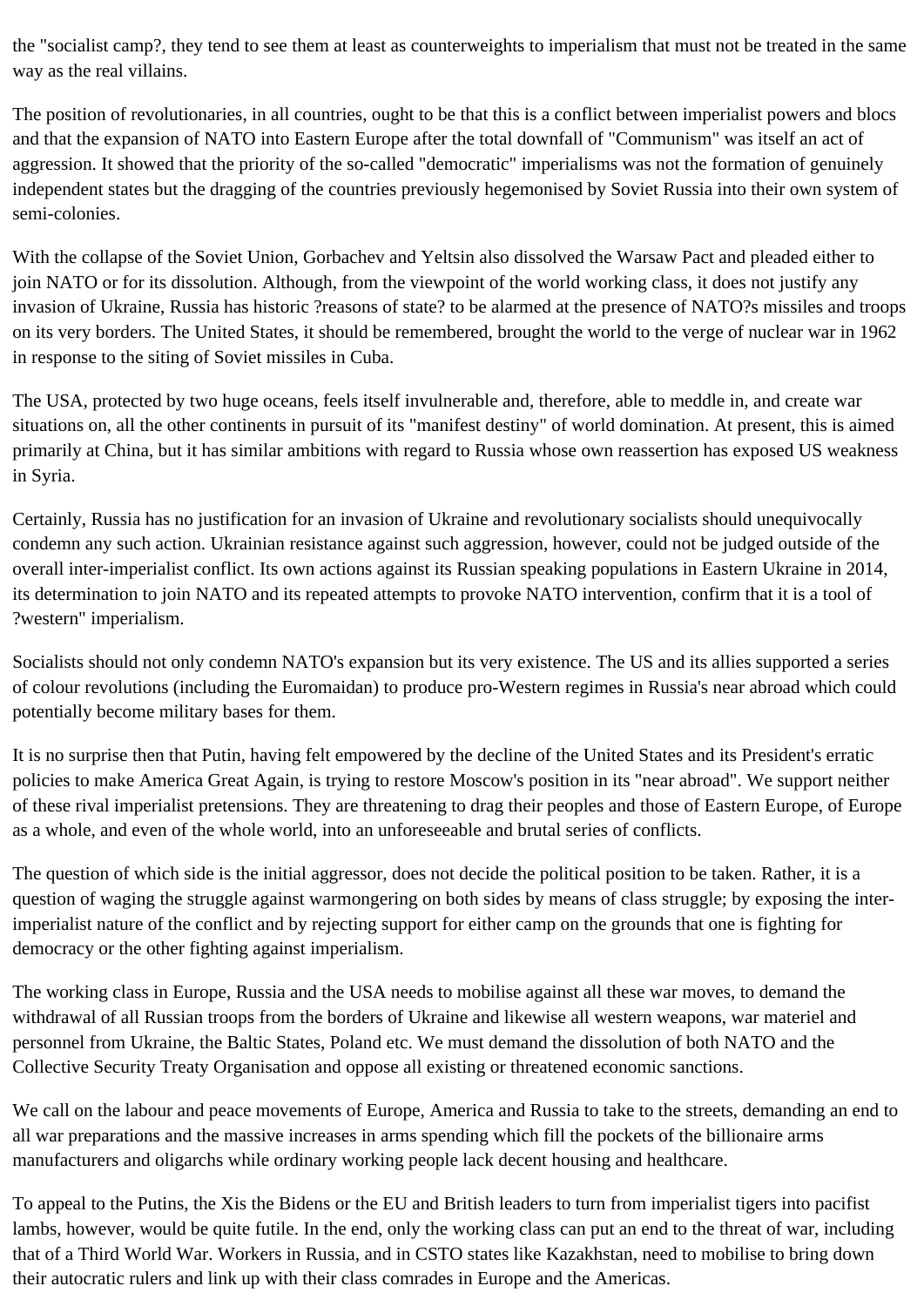the "socialist camp?, they tend to see them at least as counterweights to imperialism that must not be treated in the same way as the real villains.

The position of revolutionaries, in all countries, ought to be that this is a conflict between imperialist powers and blocs and that the expansion of NATO into Eastern Europe after the total downfall of "Communism" was itself an act of aggression. It showed that the priority of the so-called "democratic" imperialisms was not the formation of genuinely independent states but the dragging of the countries previously hegemonised by Soviet Russia into their own system of semi-colonies.

With the collapse of the Soviet Union, Gorbachev and Yeltsin also dissolved the Warsaw Pact and pleaded either to join NATO or for its dissolution. Although, from the viewpoint of the world working class, it does not justify any invasion of Ukraine, Russia has historic ?reasons of state? to be alarmed at the presence of NATO?s missiles and troops on its very borders. The United States, it should be remembered, brought the world to the verge of nuclear war in 1962 in response to the siting of Soviet missiles in Cuba.

The USA, protected by two huge oceans, feels itself invulnerable and, therefore, able to meddle in, and create war situations on, all the other continents in pursuit of its "manifest destiny" of world domination. At present, this is aimed primarily at China, but it has similar ambitions with regard to Russia whose own reassertion has exposed US weakness in Syria.

Certainly, Russia has no justification for an invasion of Ukraine and revolutionary socialists should unequivocally condemn any such action. Ukrainian resistance against such aggression, however, could not be judged outside of the overall inter-imperialist conflict. Its own actions against its Russian speaking populations in Eastern Ukraine in 2014, its determination to join NATO and its repeated attempts to provoke NATO intervention, confirm that it is a tool of ?western" imperialism.

Socialists should not only condemn NATO's expansion but its very existence. The US and its allies supported a series of colour revolutions (including the Euromaidan) to produce pro-Western regimes in Russia's near abroad which could potentially become military bases for them.

It is no surprise then that Putin, having felt empowered by the decline of the United States and its President's erratic policies to make America Great Again, is trying to restore Moscow's position in its "near abroad". We support neither of these rival imperialist pretensions. They are threatening to drag their peoples and those of Eastern Europe, of Europe as a whole, and even of the whole world, into an unforeseeable and brutal series of conflicts.

The question of which side is the initial aggressor, does not decide the political position to be taken. Rather, it is a question of waging the struggle against warmongering on both sides by means of class struggle; by exposing the inter-imperialist nature of the conflict and by rejecting support for either camp on the grounds that one is fighting for democracy or the other fighting against imperialism.

The working class in Europe, Russia and the USA needs to mobilise against all these war moves, to demand the withdrawal of all Russian troops from the borders of Ukraine and likewise all western weapons, war materiel and personnel from Ukraine, the Baltic States, Poland etc. We must demand the dissolution of both NATO and the Collective Security Treaty Organisation and oppose all existing or threatened economic sanctions.

We call on the labour and peace movements of Europe, America and Russia to take to the streets, demanding an end to all war preparations and the massive increases in arms spending which fill the pockets of the billionaire arms manufacturers and oligarchs while ordinary working people lack decent housing and healthcare.

To appeal to the Putins, the Xis the Bidens or the EU and British leaders to turn from imperialist tigers into pacifist lambs, however, would be quite futile. In the end, only the working class can put an end to the threat of war, including that of a Third World War. Workers in Russia, and in CSTO states like Kazakhstan, need to mobilise to bring down their autocratic rulers and link up with their class comrades in Europe and the Americas.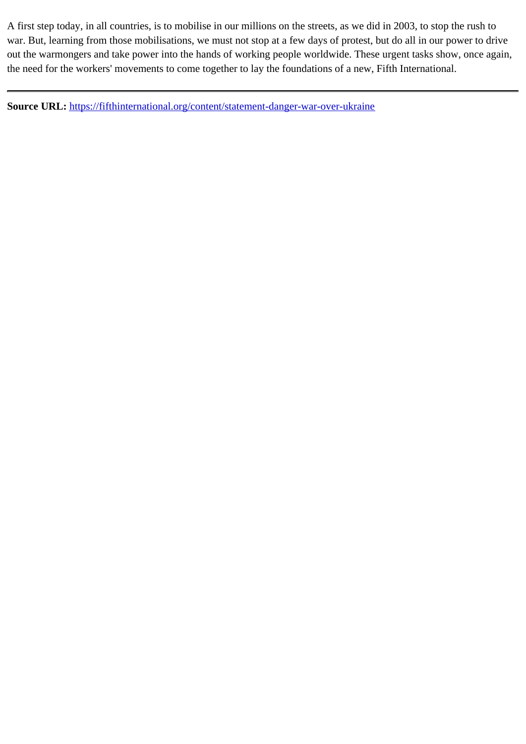A first step today, in all countries, is to mobilise in our millions on the streets, as we did in 2003, to stop the rush to war. But, learning from those mobilisations, we must not stop at a few days of protest, but do all in our power to drive out the warmongers and take power into the hands of working people worldwide. These urgent tasks show, once again, the need for the workers' movements to come together to lay the foundations of a new, Fifth International.

---

**Source URL:** https://fifthinternational.org/content/statement-danger-war-over-ukraine